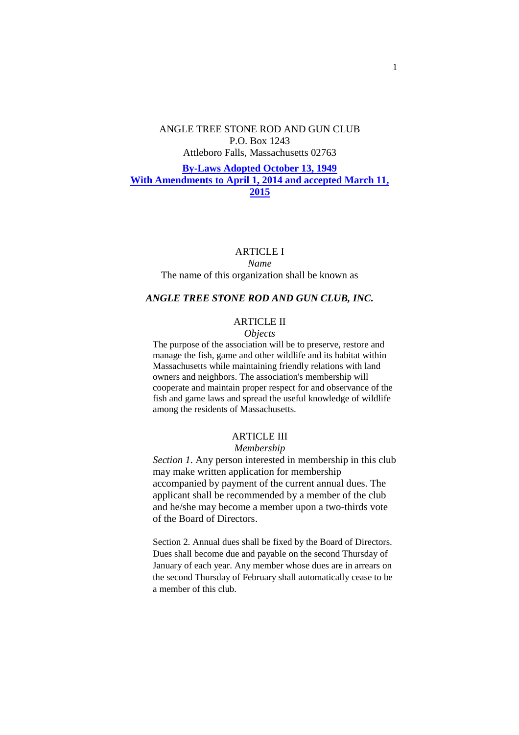ANGLE TREE STONE ROD AND GUN CLUB
P.O. Box 1243
Attleboro Falls, Massachusetts 02763

**By-Laws Adopted October 13, 1949**
**With Amendments to April 1, 2014 and accepted March 11, 2015**

## ARTICLE I

*Name*

The name of this organization shall be known as

***ANGLE TREE STONE ROD AND GUN CLUB, INC.***

## ARTICLE II

*Objects*

The purpose of the association will be to preserve, restore and manage the fish, game and other wildlife and its habitat within Massachusetts while maintaining friendly relations with land owners and neighbors. The association's membership will cooperate and maintain proper respect for and observance of the fish and game laws and spread the useful knowledge of wildlife among the residents of Massachusetts.

## ARTICLE III

*Membership*

*Section 1*. Any person interested in membership in this club may make written application for membership accompanied by payment of the current annual dues. The applicant shall be recommended by a member of the club and he/she may become a member upon a two-thirds vote of the Board of Directors.

Section 2. Annual dues shall be fixed by the Board of Directors. Dues shall become due and payable on the second Thursday of January of each year. Any member whose dues are in arrears on the second Thursday of February shall automatically cease to be a member of this club.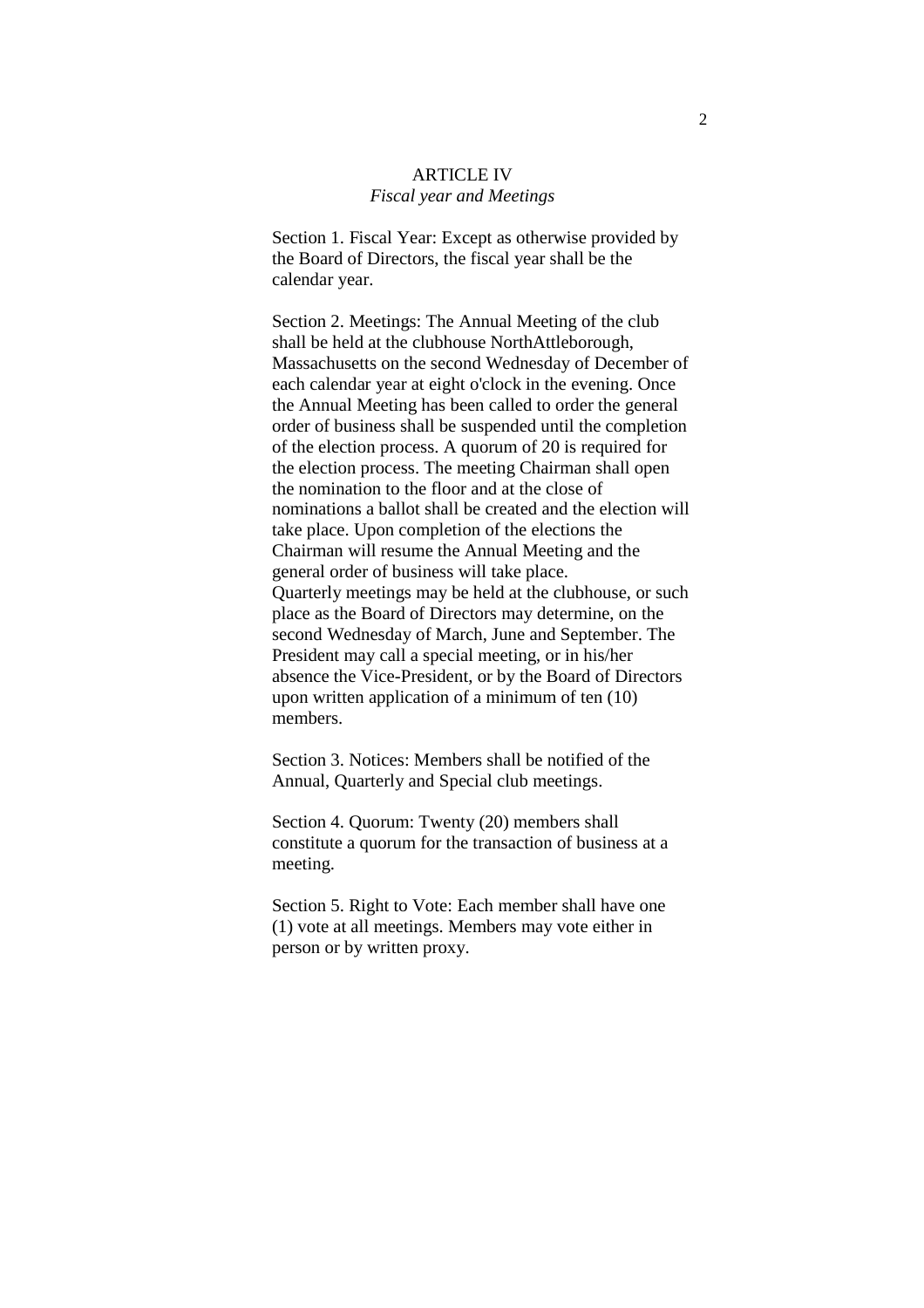## ARTICLE IV

*Fiscal year and Meetings*

Section 1. Fiscal Year: Except as otherwise provided by the Board of Directors, the fiscal year shall be the calendar year.

Section 2. Meetings: The Annual Meeting of the club shall be held at the clubhouse NorthAttleborough, Massachusetts on the second Wednesday of December of each calendar year at eight o'clock in the evening. Once the Annual Meeting has been called to order the general order of business shall be suspended until the completion of the election process. A quorum of 20 is required for the election process. The meeting Chairman shall open the nomination to the floor and at the close of nominations a ballot shall be created and the election will take place. Upon completion of the elections the Chairman will resume the Annual Meeting and the general order of business will take place.
Quarterly meetings may be held at the clubhouse, or such place as the Board of Directors may determine, on the second Wednesday of March, June and September. The President may call a special meeting, or in his/her absence the Vice-President, or by the Board of Directors upon written application of a minimum of ten (10) members.

Section 3. Notices: Members shall be notified of the Annual, Quarterly and Special club meetings.

Section 4. Quorum: Twenty (20) members shall constitute a quorum for the transaction of business at a meeting.

Section 5. Right to Vote: Each member shall have one (1) vote at all meetings. Members may vote either in person or by written proxy.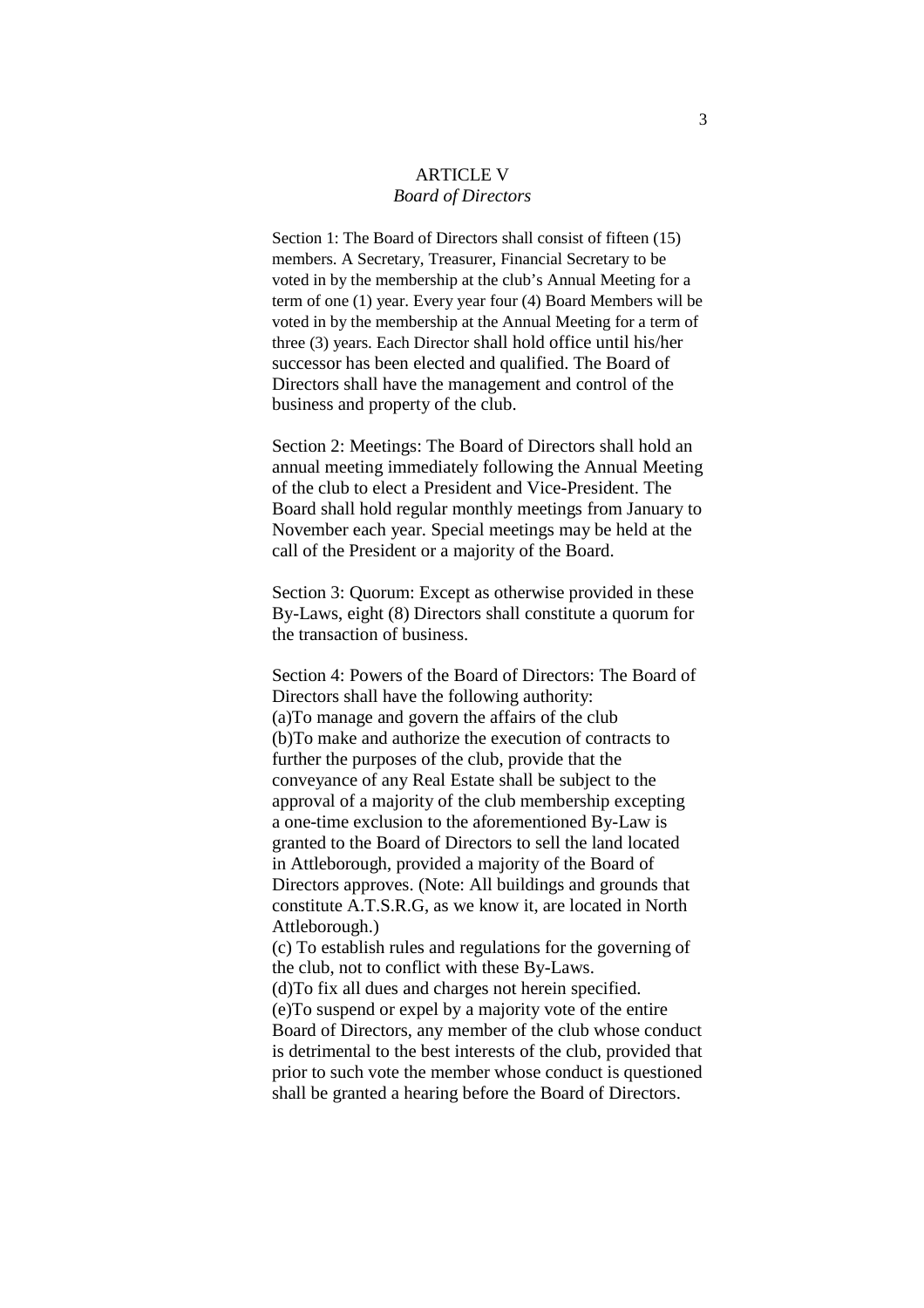# ARTICLE V
## *Board of Directors*

Section 1: The Board of Directors shall consist of fifteen (15) members. A Secretary, Treasurer, Financial Secretary to be voted in by the membership at the club's Annual Meeting for a term of one (1) year. Every year four (4) Board Members will be voted in by the membership at the Annual Meeting for a term of three (3) years. Each Director shall hold office until his/her successor has been elected and qualified. The Board of Directors shall have the management and control of the business and property of the club.

Section 2: Meetings: The Board of Directors shall hold an annual meeting immediately following the Annual Meeting of the club to elect a President and Vice-President. The Board shall hold regular monthly meetings from January to November each year. Special meetings may be held at the call of the President or a majority of the Board.

Section 3: Quorum: Except as otherwise provided in these By-Laws, eight (8) Directors shall constitute a quorum for the transaction of business.

Section 4: Powers of the Board of Directors: The Board of Directors shall have the following authority:
(a)To manage and govern the affairs of the club
(b)To make and authorize the execution of contracts to further the purposes of the club, provide that the conveyance of any Real Estate shall be subject to the approval of a majority of the club membership excepting a one-time exclusion to the aforementioned By-Law is granted to the Board of Directors to sell the land located in Attleborough, provided a majority of the Board of Directors approves. (Note: All buildings and grounds that constitute A.T.S.R.G, as we know it, are located in North Attleborough.)
(c) To establish rules and regulations for the governing of the club, not to conflict with these By-Laws.
(d)To fix all dues and charges not herein specified.
(e)To suspend or expel by a majority vote of the entire Board of Directors, any member of the club whose conduct is detrimental to the best interests of the club, provided that prior to such vote the member whose conduct is questioned shall be granted a hearing before the Board of Directors.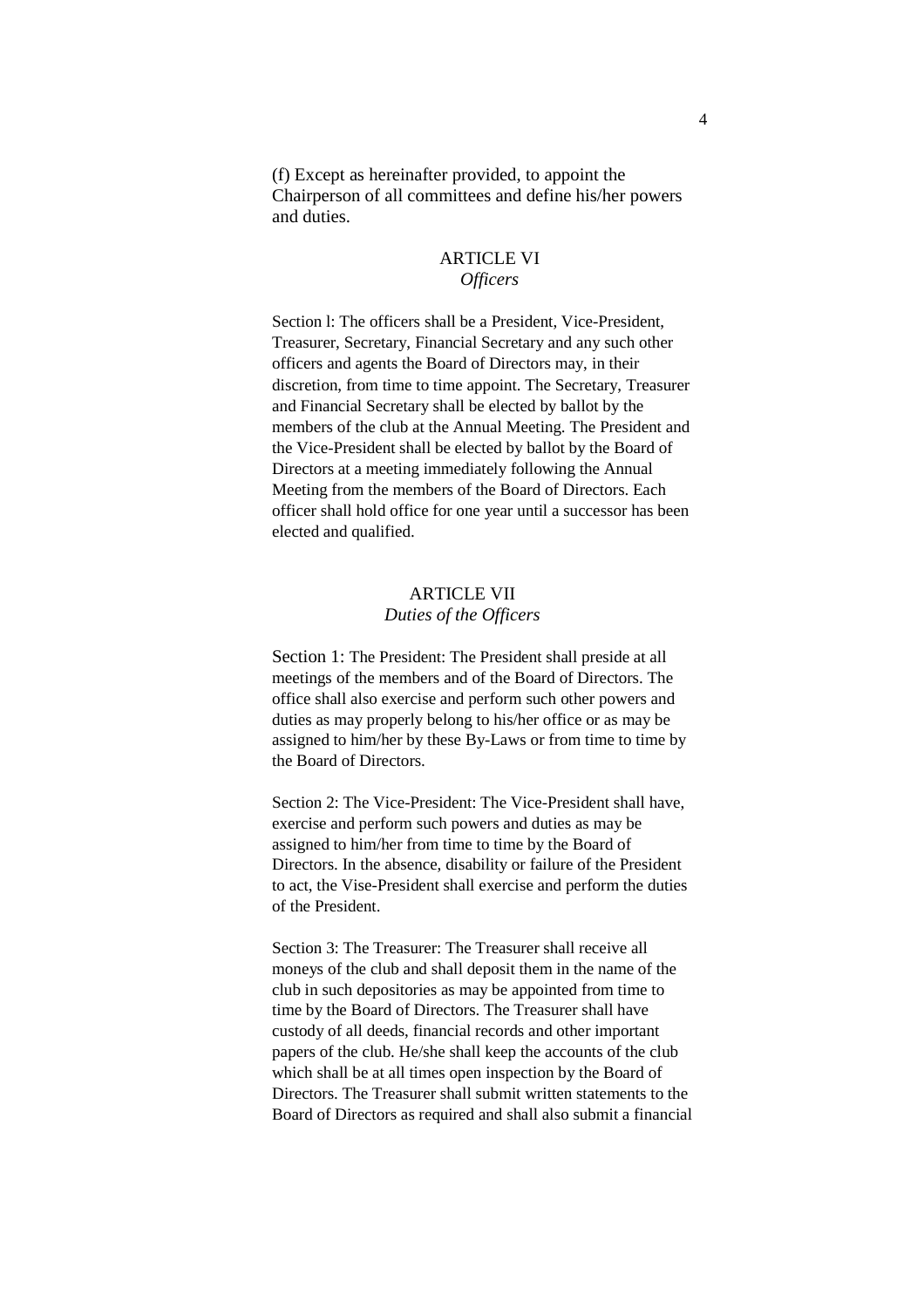(f) Except as hereinafter provided, to appoint the Chairperson of all committees and define his/her powers and duties.

## ARTICLE VI
### *Officers*

Section l: The officers shall be a President, Vice-President, Treasurer, Secretary, Financial Secretary and any such other officers and agents the Board of Directors may, in their discretion, from time to time appoint. The Secretary, Treasurer and Financial Secretary shall be elected by ballot by the members of the club at the Annual Meeting. The President and the Vice-President shall be elected by ballot by the Board of Directors at a meeting immediately following the Annual Meeting from the members of the Board of Directors. Each officer shall hold office for one year until a successor has been elected and qualified.

## ARTICLE VII
### *Duties of the Officers*

Section 1: The President: The President shall preside at all meetings of the members and of the Board of Directors. The office shall also exercise and perform such other powers and duties as may properly belong to his/her office or as may be assigned to him/her by these By-Laws or from time to time by the Board of Directors.

Section 2: The Vice-President: The Vice-President shall have, exercise and perform such powers and duties as may be assigned to him/her from time to time by the Board of Directors. In the absence, disability or failure of the President to act, the Vise-President shall exercise and perform the duties of the President.

Section 3: The Treasurer: The Treasurer shall receive all moneys of the club and shall deposit them in the name of the club in such depositories as may be appointed from time to time by the Board of Directors. The Treasurer shall have custody of all deeds, financial records and other important papers of the club. He/she shall keep the accounts of the club which shall be at all times open inspection by the Board of Directors. The Treasurer shall submit written statements to the Board of Directors as required and shall also submit a financial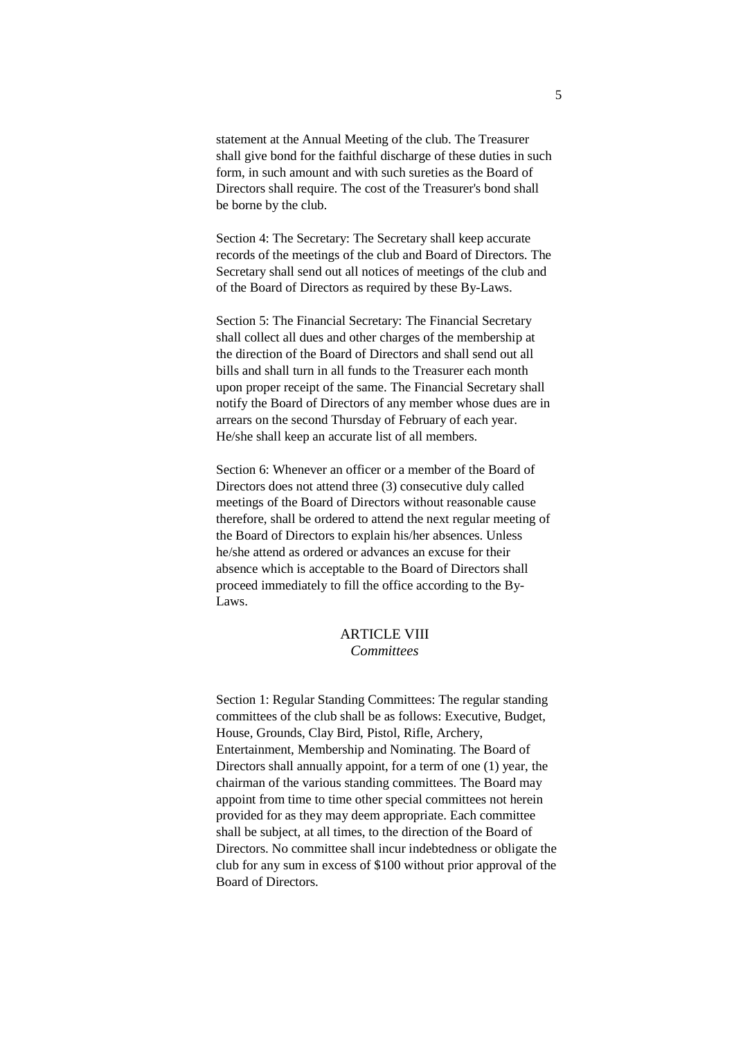statement at the Annual Meeting of the club. The Treasurer shall give bond for the faithful discharge of these duties in such form, in such amount and with such sureties as the Board of Directors shall require. The cost of the Treasurer's bond shall be borne by the club.

Section 4: The Secretary: The Secretary shall keep accurate records of the meetings of the club and Board of Directors. The Secretary shall send out all notices of meetings of the club and of the Board of Directors as required by these By-Laws.

Section 5: The Financial Secretary: The Financial Secretary shall collect all dues and other charges of the membership at the direction of the Board of Directors and shall send out all bills and shall turn in all funds to the Treasurer each month upon proper receipt of the same. The Financial Secretary shall notify the Board of Directors of any member whose dues are in arrears on the second Thursday of February of each year. He/she shall keep an accurate list of all members.

Section 6: Whenever an officer or a member of the Board of Directors does not attend three (3) consecutive duly called meetings of the Board of Directors without reasonable cause therefore, shall be ordered to attend the next regular meeting of the Board of Directors to explain his/her absences. Unless he/she attend as ordered or advances an excuse for their absence which is acceptable to the Board of Directors shall proceed immediately to fill the office according to the By-Laws.

## ARTICLE VIII
*Committees*

Section 1: Regular Standing Committees: The regular standing committees of the club shall be as follows: Executive, Budget, House, Grounds, Clay Bird, Pistol, Rifle, Archery, Entertainment, Membership and Nominating. The Board of Directors shall annually appoint, for a term of one (1) year, the chairman of the various standing committees. The Board may appoint from time to time other special committees not herein provided for as they may deem appropriate. Each committee shall be subject, at all times, to the direction of the Board of Directors. No committee shall incur indebtedness or obligate the club for any sum in excess of $100 without prior approval of the Board of Directors.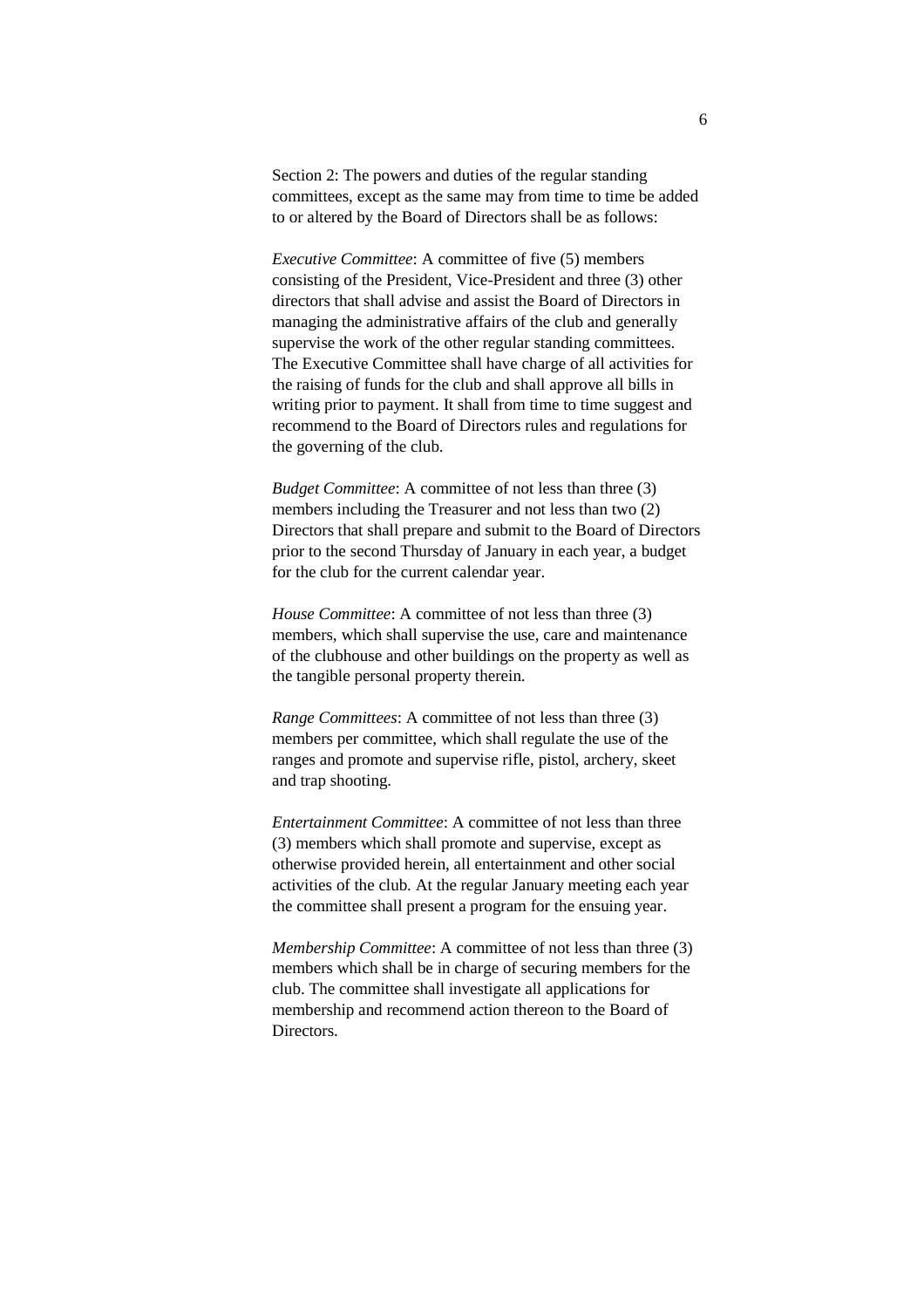Section 2: The powers and duties of the regular standing committees, except as the same may from time to time be added to or altered by the Board of Directors shall be as follows:

*Executive Committee*: A committee of five (5) members consisting of the President, Vice-President and three (3) other directors that shall advise and assist the Board of Directors in managing the administrative affairs of the club and generally supervise the work of the other regular standing committees. The Executive Committee shall have charge of all activities for the raising of funds for the club and shall approve all bills in writing prior to payment. It shall from time to time suggest and recommend to the Board of Directors rules and regulations for the governing of the club.

*Budget Committee*: A committee of not less than three (3) members including the Treasurer and not less than two (2) Directors that shall prepare and submit to the Board of Directors prior to the second Thursday of January in each year, a budget for the club for the current calendar year.

*House Committee*: A committee of not less than three (3) members, which shall supervise the use, care and maintenance of the clubhouse and other buildings on the property as well as the tangible personal property therein.

*Range Committees*: A committee of not less than three (3) members per committee, which shall regulate the use of the ranges and promote and supervise rifle, pistol, archery, skeet and trap shooting.

*Entertainment Committee*: A committee of not less than three (3) members which shall promote and supervise, except as otherwise provided herein, all entertainment and other social activities of the club. At the regular January meeting each year the committee shall present a program for the ensuing year.

*Membership Committee*: A committee of not less than three (3) members which shall be in charge of securing members for the club. The committee shall investigate all applications for membership and recommend action thereon to the Board of Directors.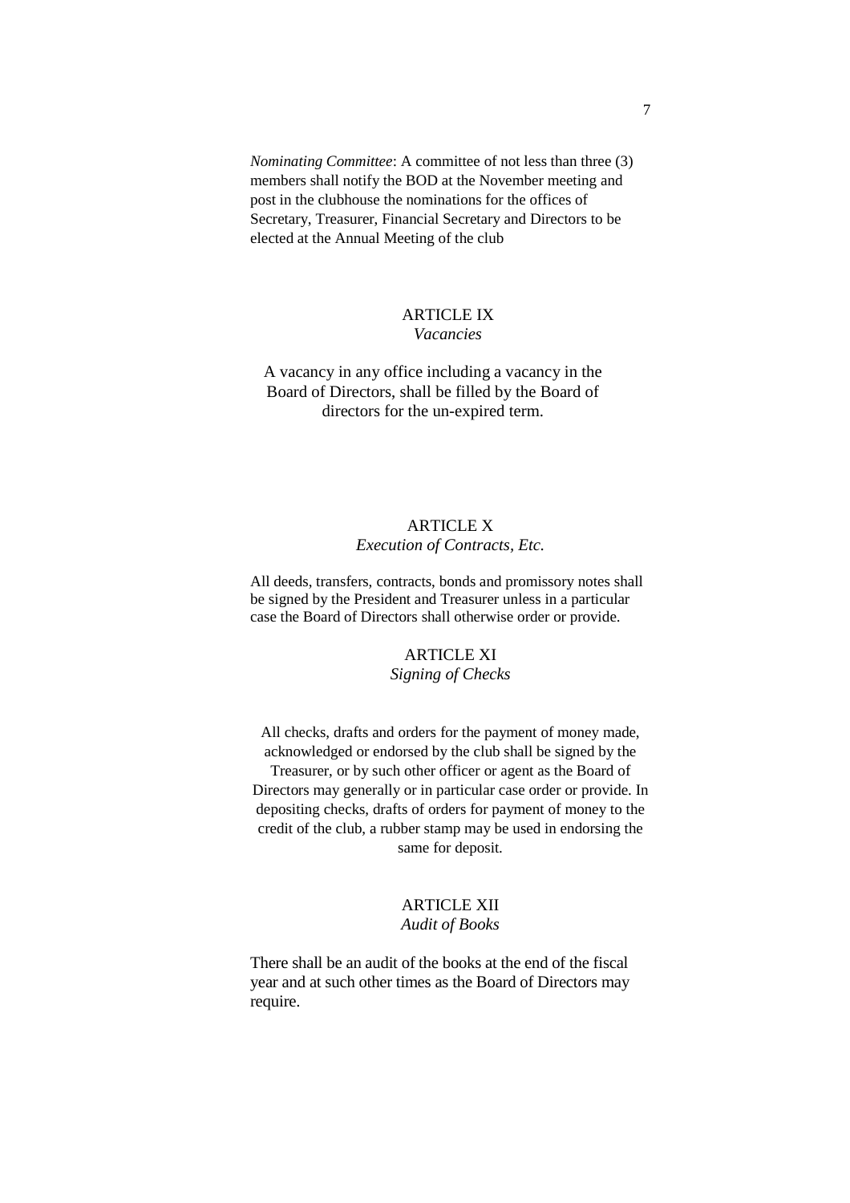*Nominating Committee*: A committee of not less than three (3) members shall notify the BOD at the November meeting and post in the clubhouse the nominations for the offices of Secretary, Treasurer, Financial Secretary and Directors to be elected at the Annual Meeting of the club

## ARTICLE IX
*Vacancies*

A vacancy in any office including a vacancy in the Board of Directors, shall be filled by the Board of directors for the un-expired term.

## ARTICLE X
*Execution of Contracts, Etc.*

All deeds, transfers, contracts, bonds and promissory notes shall be signed by the President and Treasurer unless in a particular case the Board of Directors shall otherwise order or provide.

## ARTICLE XI
*Signing of Checks*

All checks, drafts and orders for the payment of money made, acknowledged or endorsed by the club shall be signed by the Treasurer, or by such other officer or agent as the Board of Directors may generally or in particular case order or provide. In depositing checks, drafts of orders for payment of money to the credit of the club, a rubber stamp may be used in endorsing the same for deposit.

## ARTICLE XII
*Audit of Books*

There shall be an audit of the books at the end of the fiscal year and at such other times as the Board of Directors may require.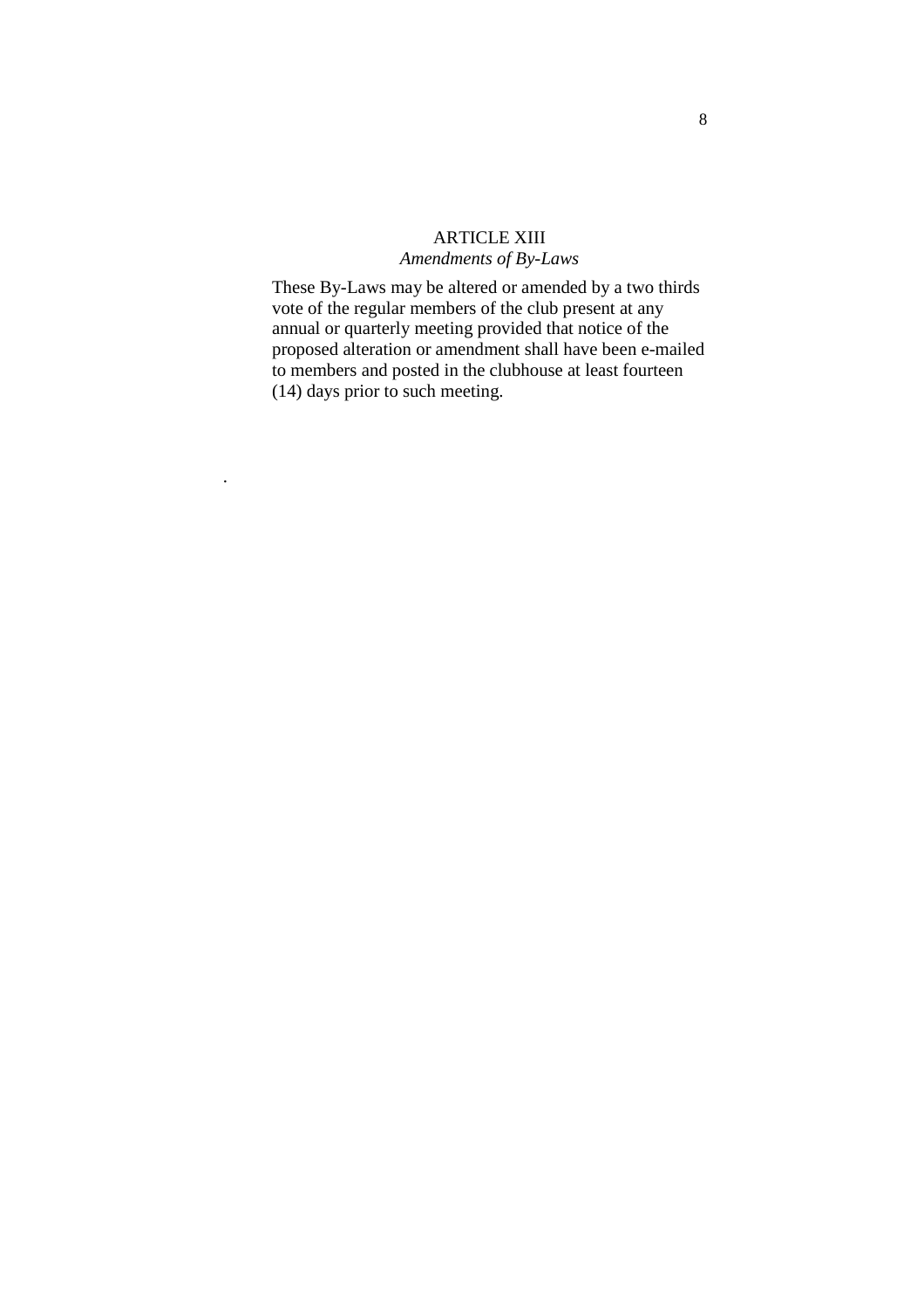## ARTICLE XIII

*Amendments of By-Laws*

These By-Laws may be altered or amended by a two thirds vote of the regular members of the club present at any annual or quarterly meeting provided that notice of the proposed alteration or amendment shall have been e-mailed to members and posted in the clubhouse at least fourteen (14) days prior to such meeting.

.